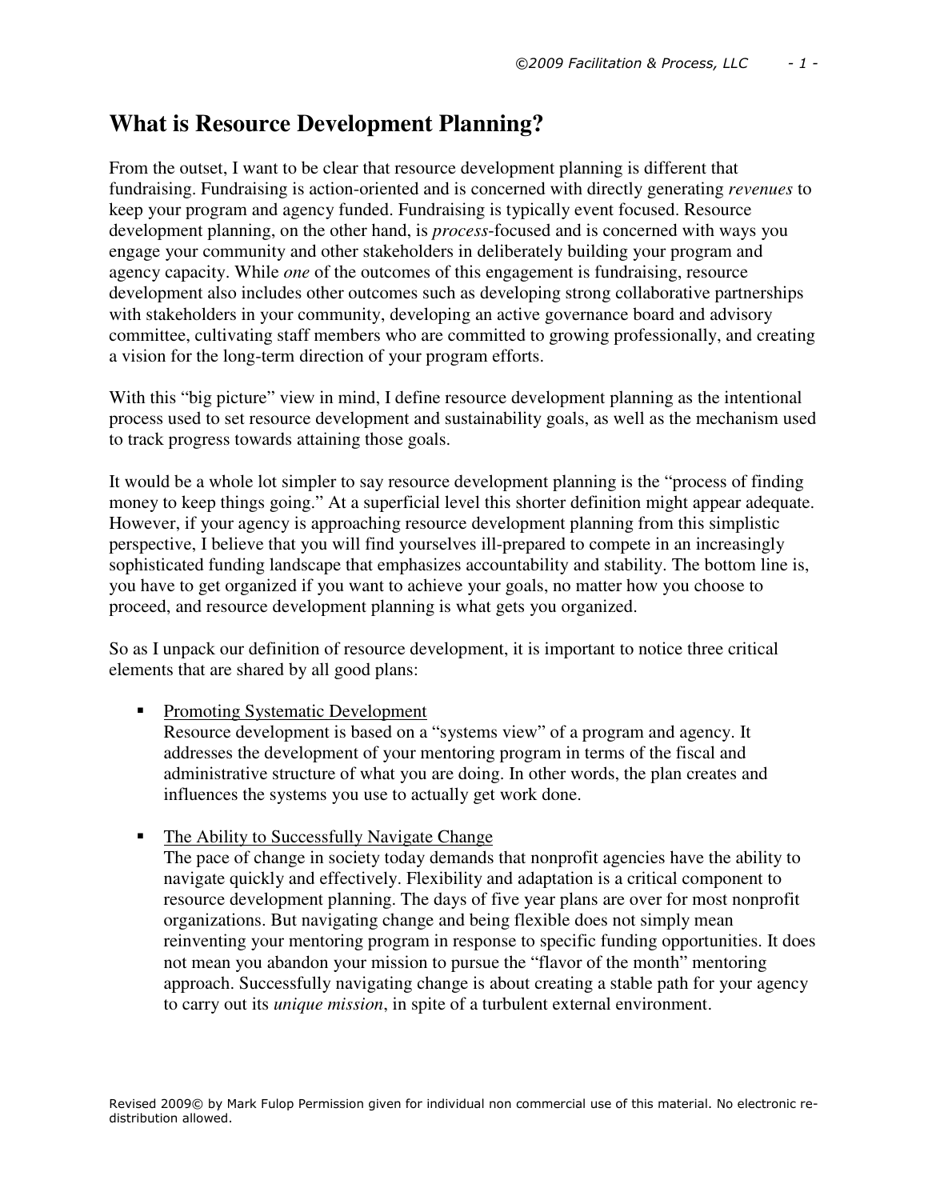# What is Resource Development Planning?

From the outset, I want to be clear that resource development planning is different that fundraising. Fundraising is action-oriented and is concerned with directly generating *revenues* to keep your program and agency funded. Fundraising is typically event focused. Resource development planning, on the other hand, is *process*-focused and is concerned with ways you engage your community and other stakeholders in deliberately building your program and agency capacity. While *one* of the outcomes of this engagement is fundraising, resource development also includes other outcomes such as developing strong collaborative partnerships with stakeholders in your community, developing an active governance board and advisory committee, cultivating staff members who are committed to growing professionally, and creating a vision for the long-term direction of your program efforts.

With this "big picture" view in mind, I define resource development planning as the intentional process used to set resource development and sustainability goals, as well as the mechanism used to track progress towards attaining those goals.

It would be a whole lot simpler to say resource development planning is the "process of finding money to keep things going." At a superficial level this shorter definition might appear adequate. However, if your agency is approaching resource development planning from this simplistic perspective, I believe that you will find yourselves ill-prepared to compete in an increasingly sophisticated funding landscape that emphasizes accountability and stability. The bottom line is, you have to get organized if you want to achieve your goals, no matter how you choose to proceed, and resource development planning is what gets you organized.

So as I unpack our definition of resource development, it is important to notice three critical elements that are shared by all good plans:

- <u>Promoting Systematic Development</u>
  Resource development is based on a "systems view" of a program and agency. It addresses the development of your mentoring program in terms of the fiscal and administrative structure of what you are doing. In other words, the plan creates and influences the systems you use to actually get work done.

- <u>The Ability to Successfully Navigate Change</u>
  The pace of change in society today demands that nonprofit agencies have the ability to navigate quickly and effectively. Flexibility and adaptation is a critical component to resource development planning. The days of five year plans are over for most nonprofit organizations. But navigating change and being flexible does not simply mean reinventing your mentoring program in response to specific funding opportunities. It does not mean you abandon your mission to pursue the "flavor of the month" mentoring approach. Successfully navigating change is about creating a stable path for your agency to carry out its *unique mission*, in spite of a turbulent external environment.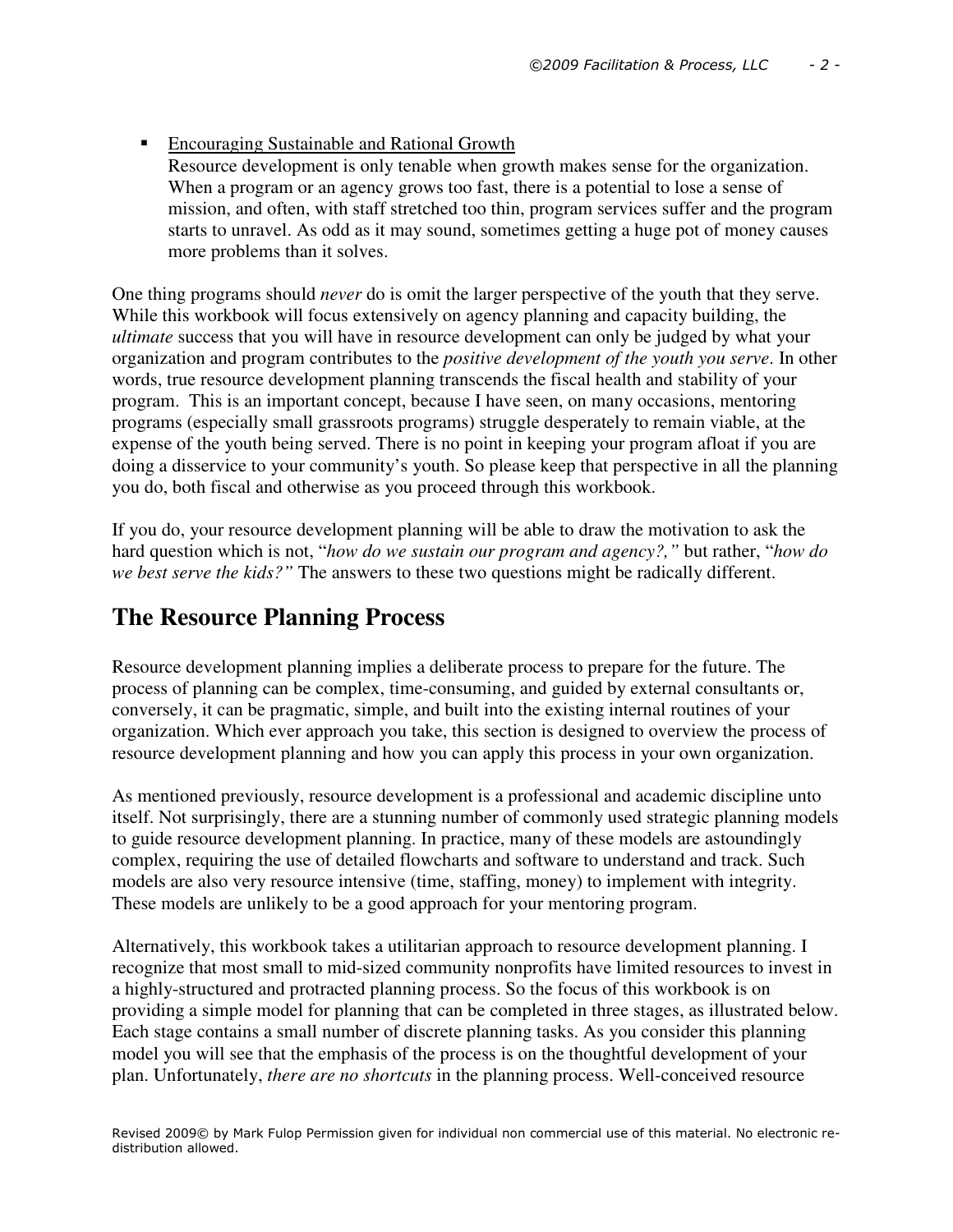- <u>Encouraging Sustainable and Rational Growth</u>
  Resource development is only tenable when growth makes sense for the organization. When a program or an agency grows too fast, there is a potential to lose a sense of mission, and often, with staff stretched too thin, program services suffer and the program starts to unravel. As odd as it may sound, sometimes getting a huge pot of money causes more problems than it solves.

One thing programs should *never* do is omit the larger perspective of the youth that they serve. While this workbook will focus extensively on agency planning and capacity building, the *ultimate* success that you will have in resource development can only be judged by what your organization and program contributes to the *positive development of the youth you serve*. In other words, true resource development planning transcends the fiscal health and stability of your program. This is an important concept, because I have seen, on many occasions, mentoring programs (especially small grassroots programs) struggle desperately to remain viable, at the expense of the youth being served. There is no point in keeping your program afloat if you are doing a disservice to your community's youth. So please keep that perspective in all the planning you do, both fiscal and otherwise as you proceed through this workbook.

If you do, your resource development planning will be able to draw the motivation to ask the hard question which is not, "*how do we sustain our program and agency?,*" but rather, "*how do we best serve the kids?*" The answers to these two questions might be radically different.

## The Resource Planning Process

Resource development planning implies a deliberate process to prepare for the future. The process of planning can be complex, time-consuming, and guided by external consultants or, conversely, it can be pragmatic, simple, and built into the existing internal routines of your organization. Which ever approach you take, this section is designed to overview the process of resource development planning and how you can apply this process in your own organization.

As mentioned previously, resource development is a professional and academic discipline unto itself. Not surprisingly, there are a stunning number of commonly used strategic planning models to guide resource development planning. In practice, many of these models are astoundingly complex, requiring the use of detailed flowcharts and software to understand and track. Such models are also very resource intensive (time, staffing, money) to implement with integrity. These models are unlikely to be a good approach for your mentoring program.

Alternatively, this workbook takes a utilitarian approach to resource development planning. I recognize that most small to mid-sized community nonprofits have limited resources to invest in a highly-structured and protracted planning process. So the focus of this workbook is on providing a simple model for planning that can be completed in three stages, as illustrated below. Each stage contains a small number of discrete planning tasks. As you consider this planning model you will see that the emphasis of the process is on the thoughtful development of your plan. Unfortunately, *there are no shortcuts* in the planning process. Well-conceived resource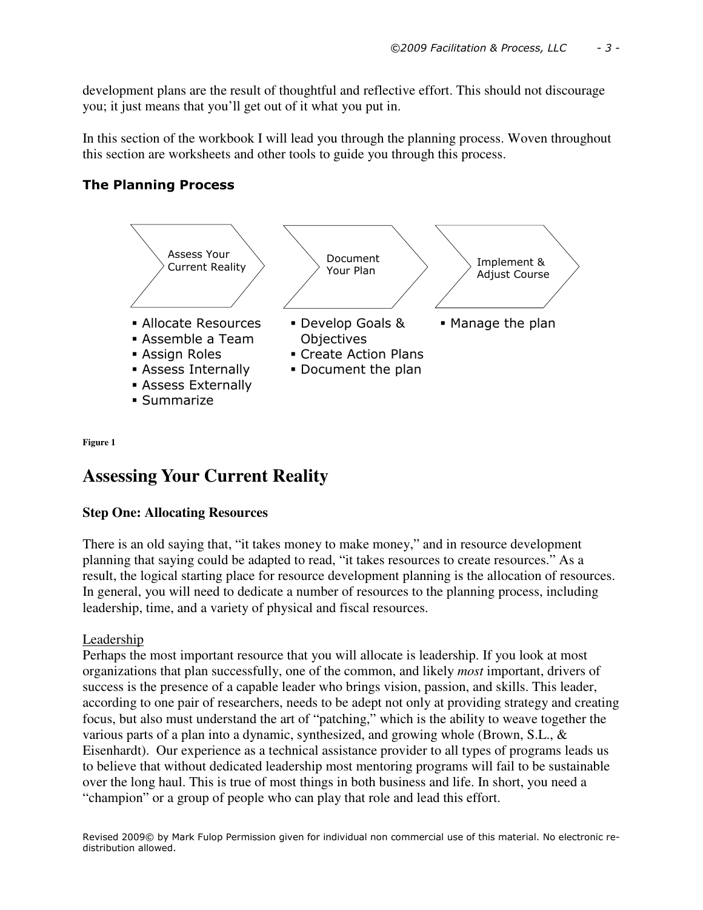development plans are the result of thoughtful and reflective effort. This should not discourage you; it just means that you'll get out of it what you put in.

In this section of the workbook I will lead you through the planning process. Woven throughout this section are worksheets and other tools to guide you through this process.

### The Planning Process

| Assess Your Current Reality | Document Your Plan | Implement & Adjust Course |
|---|---|---|
| ▪ Allocate Resources<br>▪ Assemble a Team<br>▪ Assign Roles<br>▪ Assess Internally<br>▪ Assess Externally<br>▪ Summarize | ▪ Develop Goals & Objectives<br>▪ Create Action Plans<br>▪ Document the plan | ▪ Manage the plan |

**Figure 1**

# Assessing Your Current Reality

**Step One: Allocating Resources**

There is an old saying that, "it takes money to make money," and in resource development planning that saying could be adapted to read, "it takes resources to create resources." As a result, the logical starting place for resource development planning is the allocation of resources. In general, you will need to dedicate a number of resources to the planning process, including leadership, time, and a variety of physical and fiscal resources.

Leadership

Perhaps the most important resource that you will allocate is leadership. If you look at most organizations that plan successfully, one of the common, and likely *most* important, drivers of success is the presence of a capable leader who brings vision, passion, and skills. This leader, according to one pair of researchers, needs to be adept not only at providing strategy and creating focus, but also must understand the art of "patching," which is the ability to weave together the various parts of a plan into a dynamic, synthesized, and growing whole (Brown, S.L., & Eisenhardt). Our experience as a technical assistance provider to all types of programs leads us to believe that without dedicated leadership most mentoring programs will fail to be sustainable over the long haul. This is true of most things in both business and life. In short, you need a "champion" or a group of people who can play that role and lead this effort.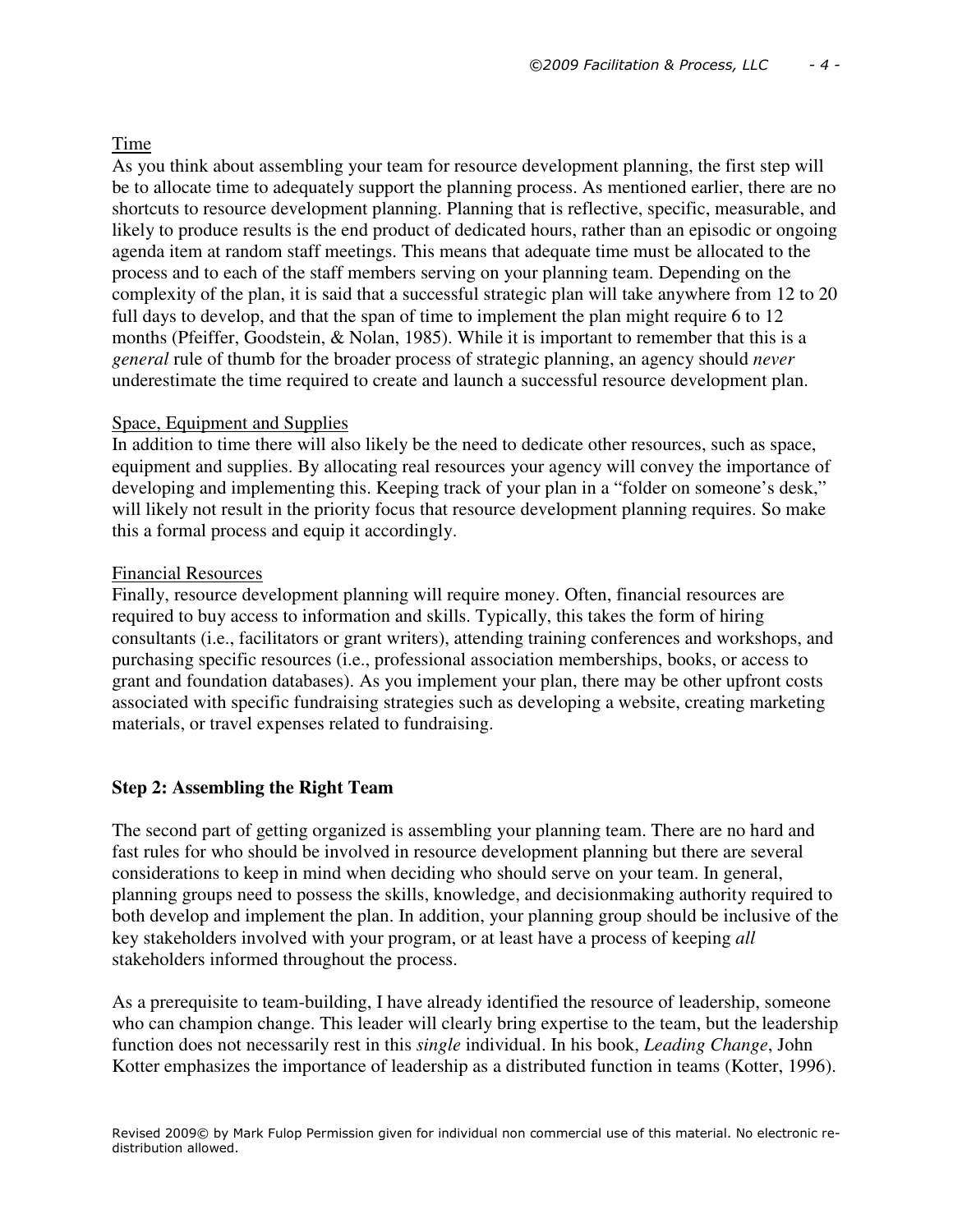Time

As you think about assembling your team for resource development planning, the first step will be to allocate time to adequately support the planning process. As mentioned earlier, there are no shortcuts to resource development planning. Planning that is reflective, specific, measurable, and likely to produce results is the end product of dedicated hours, rather than an episodic or ongoing agenda item at random staff meetings. This means that adequate time must be allocated to the process and to each of the staff members serving on your planning team. Depending on the complexity of the plan, it is said that a successful strategic plan will take anywhere from 12 to 20 full days to develop, and that the span of time to implement the plan might require 6 to 12 months (Pfeiffer, Goodstein, & Nolan, 1985). While it is important to remember that this is a *general* rule of thumb for the broader process of strategic planning, an agency should *never* underestimate the time required to create and launch a successful resource development plan.

Space, Equipment and Supplies

In addition to time there will also likely be the need to dedicate other resources, such as space, equipment and supplies. By allocating real resources your agency will convey the importance of developing and implementing this. Keeping track of your plan in a "folder on someone's desk," will likely not result in the priority focus that resource development planning requires. So make this a formal process and equip it accordingly.

Financial Resources

Finally, resource development planning will require money. Often, financial resources are required to buy access to information and skills. Typically, this takes the form of hiring consultants (i.e., facilitators or grant writers), attending training conferences and workshops, and purchasing specific resources (i.e., professional association memberships, books, or access to grant and foundation databases). As you implement your plan, there may be other upfront costs associated with specific fundraising strategies such as developing a website, creating marketing materials, or travel expenses related to fundraising.

### Step 2: Assembling the Right Team

The second part of getting organized is assembling your planning team. There are no hard and fast rules for who should be involved in resource development planning but there are several considerations to keep in mind when deciding who should serve on your team. In general, planning groups need to possess the skills, knowledge, and decisionmaking authority required to both develop and implement the plan. In addition, your planning group should be inclusive of the key stakeholders involved with your program, or at least have a process of keeping *all* stakeholders informed throughout the process.

As a prerequisite to team-building, I have already identified the resource of leadership, someone who can champion change. This leader will clearly bring expertise to the team, but the leadership function does not necessarily rest in this *single* individual. In his book, *Leading Change*, John Kotter emphasizes the importance of leadership as a distributed function in teams (Kotter, 1996).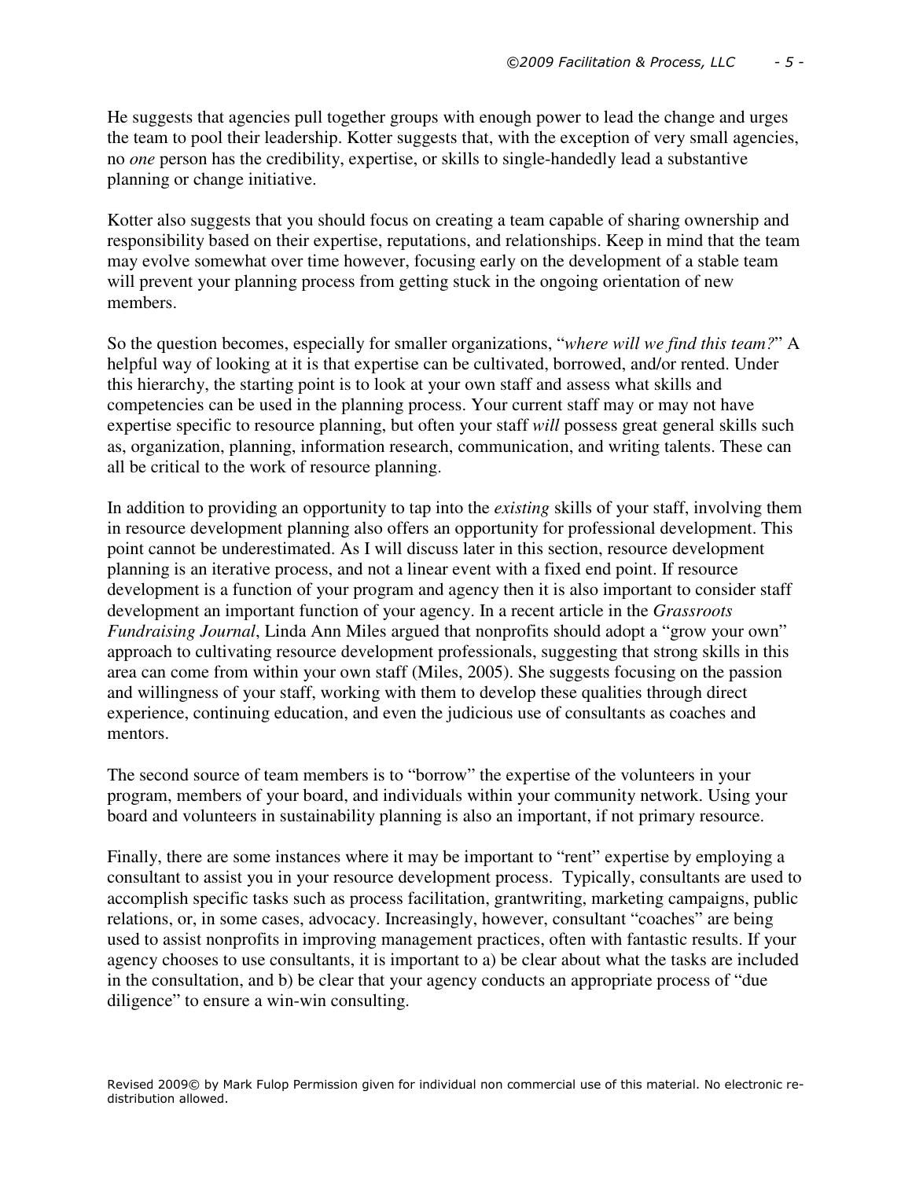He suggests that agencies pull together groups with enough power to lead the change and urges the team to pool their leadership. Kotter suggests that, with the exception of very small agencies, no *one* person has the credibility, expertise, or skills to single-handedly lead a substantive planning or change initiative.

Kotter also suggests that you should focus on creating a team capable of sharing ownership and responsibility based on their expertise, reputations, and relationships. Keep in mind that the team may evolve somewhat over time however, focusing early on the development of a stable team will prevent your planning process from getting stuck in the ongoing orientation of new members.

So the question becomes, especially for smaller organizations, "*where will we find this team?*" A helpful way of looking at it is that expertise can be cultivated, borrowed, and/or rented. Under this hierarchy, the starting point is to look at your own staff and assess what skills and competencies can be used in the planning process. Your current staff may or may not have expertise specific to resource planning, but often your staff *will* possess great general skills such as, organization, planning, information research, communication, and writing talents. These can all be critical to the work of resource planning.

In addition to providing an opportunity to tap into the *existing* skills of your staff, involving them in resource development planning also offers an opportunity for professional development. This point cannot be underestimated. As I will discuss later in this section, resource development planning is an iterative process, and not a linear event with a fixed end point. If resource development is a function of your program and agency then it is also important to consider staff development an important function of your agency. In a recent article in the *Grassroots Fundraising Journal*, Linda Ann Miles argued that nonprofits should adopt a "grow your own" approach to cultivating resource development professionals, suggesting that strong skills in this area can come from within your own staff (Miles, 2005). She suggests focusing on the passion and willingness of your staff, working with them to develop these qualities through direct experience, continuing education, and even the judicious use of consultants as coaches and mentors.

The second source of team members is to "borrow" the expertise of the volunteers in your program, members of your board, and individuals within your community network. Using your board and volunteers in sustainability planning is also an important, if not primary resource.

Finally, there are some instances where it may be important to "rent" expertise by employing a consultant to assist you in your resource development process. Typically, consultants are used to accomplish specific tasks such as process facilitation, grantwriting, marketing campaigns, public relations, or, in some cases, advocacy. Increasingly, however, consultant "coaches" are being used to assist nonprofits in improving management practices, often with fantastic results. If your agency chooses to use consultants, it is important to a) be clear about what the tasks are included in the consultation, and b) be clear that your agency conducts an appropriate process of "due diligence" to ensure a win-win consulting.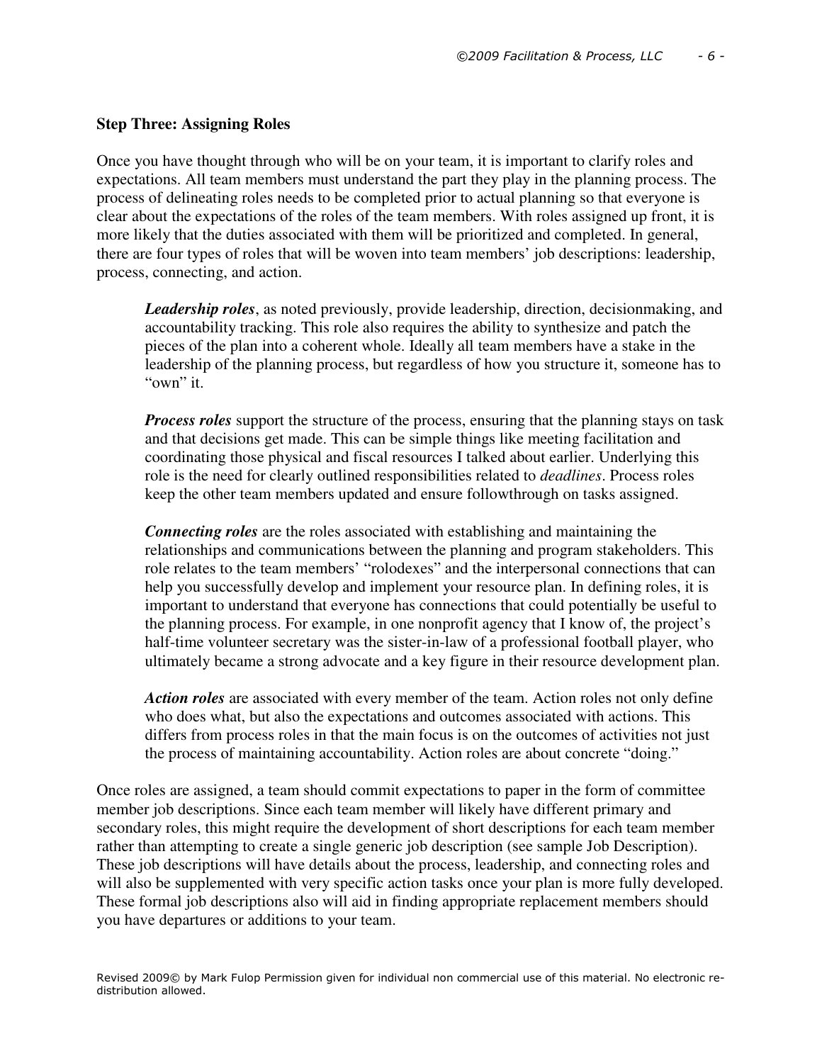**Step Three: Assigning Roles**

Once you have thought through who will be on your team, it is important to clarify roles and expectations. All team members must understand the part they play in the planning process. The process of delineating roles needs to be completed prior to actual planning so that everyone is clear about the expectations of the roles of the team members. With roles assigned up front, it is more likely that the duties associated with them will be prioritized and completed. In general, there are four types of roles that will be woven into team members' job descriptions: leadership, process, connecting, and action.

> ***Leadership roles***, as noted previously, provide leadership, direction, decisionmaking, and accountability tracking. This role also requires the ability to synthesize and patch the pieces of the plan into a coherent whole. Ideally all team members have a stake in the leadership of the planning process, but regardless of how you structure it, someone has to "own" it.
>
> ***Process roles*** support the structure of the process, ensuring that the planning stays on task and that decisions get made. This can be simple things like meeting facilitation and coordinating those physical and fiscal resources I talked about earlier. Underlying this role is the need for clearly outlined responsibilities related to *deadlines*. Process roles keep the other team members updated and ensure followthrough on tasks assigned.
>
> ***Connecting roles*** are the roles associated with establishing and maintaining the relationships and communications between the planning and program stakeholders. This role relates to the team members' "rolodexes" and the interpersonal connections that can help you successfully develop and implement your resource plan. In defining roles, it is important to understand that everyone has connections that could potentially be useful to the planning process. For example, in one nonprofit agency that I know of, the project's half-time volunteer secretary was the sister-in-law of a professional football player, who ultimately became a strong advocate and a key figure in their resource development plan.
>
> ***Action roles*** are associated with every member of the team. Action roles not only define who does what, but also the expectations and outcomes associated with actions. This differs from process roles in that the main focus is on the outcomes of activities not just the process of maintaining accountability. Action roles are about concrete "doing."

Once roles are assigned, a team should commit expectations to paper in the form of committee member job descriptions. Since each team member will likely have different primary and secondary roles, this might require the development of short descriptions for each team member rather than attempting to create a single generic job description (see sample Job Description). These job descriptions will have details about the process, leadership, and connecting roles and will also be supplemented with very specific action tasks once your plan is more fully developed. These formal job descriptions also will aid in finding appropriate replacement members should you have departures or additions to your team.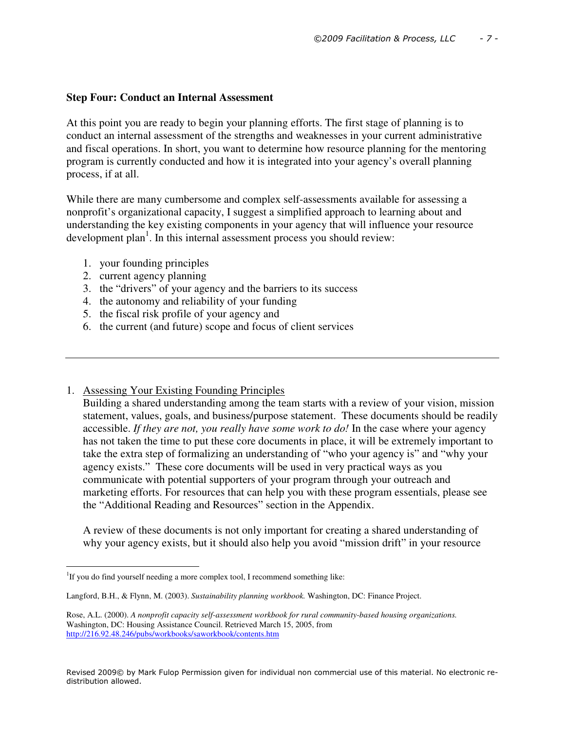**Step Four: Conduct an Internal Assessment**

At this point you are ready to begin your planning efforts. The first stage of planning is to conduct an internal assessment of the strengths and weaknesses in your current administrative and fiscal operations. In short, you want to determine how resource planning for the mentoring program is currently conducted and how it is integrated into your agency's overall planning process, if at all.

While there are many cumbersome and complex self-assessments available for assessing a nonprofit's organizational capacity, I suggest a simplified approach to learning about and understanding the key existing components in your agency that will influence your resource development plan[1]. In this internal assessment process you should review:

1. your founding principles
2. current agency planning
3. the "drivers" of your agency and the barriers to its success
4. the autonomy and reliability of your funding
5. the fiscal risk profile of your agency and
6. the current (and future) scope and focus of client services

---

1. Assessing Your Existing Founding Principles

   Building a shared understanding among the team starts with a review of your vision, mission statement, values, goals, and business/purpose statement. These documents should be readily accessible. *If they are not, you really have some work to do!* In the case where your agency has not taken the time to put these core documents in place, it will be extremely important to take the extra step of formalizing an understanding of "who your agency is" and "why your agency exists." These core documents will be used in very practical ways as you communicate with potential supporters of your program through your outreach and marketing efforts. For resources that can help you with these program essentials, please see the "Additional Reading and Resources" section in the Appendix.

   A review of these documents is not only important for creating a shared understanding of why your agency exists, but it should also help you avoid "mission drift" in your resource

---

[1]If you do find yourself needing a more complex tool, I recommend something like:

Langford, B.H., & Flynn, M. (2003). *Sustainability planning workbook.* Washington, DC: Finance Project.

Rose, A.L. (2000). *A nonprofit capacity self-assessment workbook for rural community-based housing organizations.* Washington, DC: Housing Assistance Council. Retrieved March 15, 2005, from http://216.92.48.246/pubs/workbooks/saworkbook/contents.htm

Revised 2009© by Mark Fulop Permission given for individual non commercial use of this material. No electronic re-distribution allowed.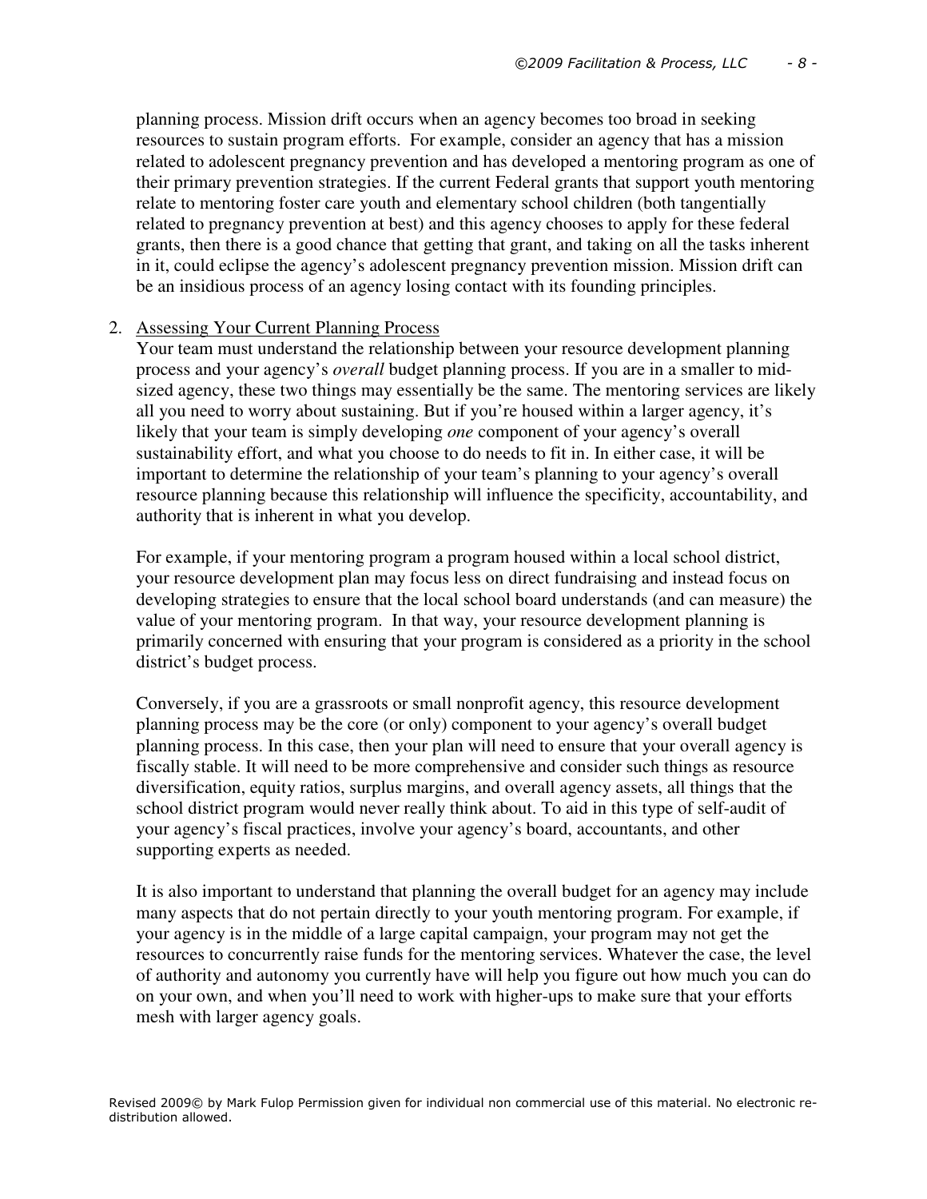planning process. Mission drift occurs when an agency becomes too broad in seeking resources to sustain program efforts. For example, consider an agency that has a mission related to adolescent pregnancy prevention and has developed a mentoring program as one of their primary prevention strategies. If the current Federal grants that support youth mentoring relate to mentoring foster care youth and elementary school children (both tangentially related to pregnancy prevention at best) and this agency chooses to apply for these federal grants, then there is a good chance that getting that grant, and taking on all the tasks inherent in it, could eclipse the agency's adolescent pregnancy prevention mission. Mission drift can be an insidious process of an agency losing contact with its founding principles.

2. <u>Assessing Your Current Planning Process</u>

   Your team must understand the relationship between your resource development planning process and your agency's *overall* budget planning process. If you are in a smaller to mid-sized agency, these two things may essentially be the same. The mentoring services are likely all you need to worry about sustaining. But if you're housed within a larger agency, it's likely that your team is simply developing *one* component of your agency's overall sustainability effort, and what you choose to do needs to fit in. In either case, it will be important to determine the relationship of your team's planning to your agency's overall resource planning because this relationship will influence the specificity, accountability, and authority that is inherent in what you develop.

   For example, if your mentoring program a program housed within a local school district, your resource development plan may focus less on direct fundraising and instead focus on developing strategies to ensure that the local school board understands (and can measure) the value of your mentoring program. In that way, your resource development planning is primarily concerned with ensuring that your program is considered as a priority in the school district's budget process.

   Conversely, if you are a grassroots or small nonprofit agency, this resource development planning process may be the core (or only) component to your agency's overall budget planning process. In this case, then your plan will need to ensure that your overall agency is fiscally stable. It will need to be more comprehensive and consider such things as resource diversification, equity ratios, surplus margins, and overall agency assets, all things that the school district program would never really think about. To aid in this type of self-audit of your agency's fiscal practices, involve your agency's board, accountants, and other supporting experts as needed.

   It is also important to understand that planning the overall budget for an agency may include many aspects that do not pertain directly to your youth mentoring program. For example, if your agency is in the middle of a large capital campaign, your program may not get the resources to concurrently raise funds for the mentoring services. Whatever the case, the level of authority and autonomy you currently have will help you figure out how much you can do on your own, and when you'll need to work with higher-ups to make sure that your efforts mesh with larger agency goals.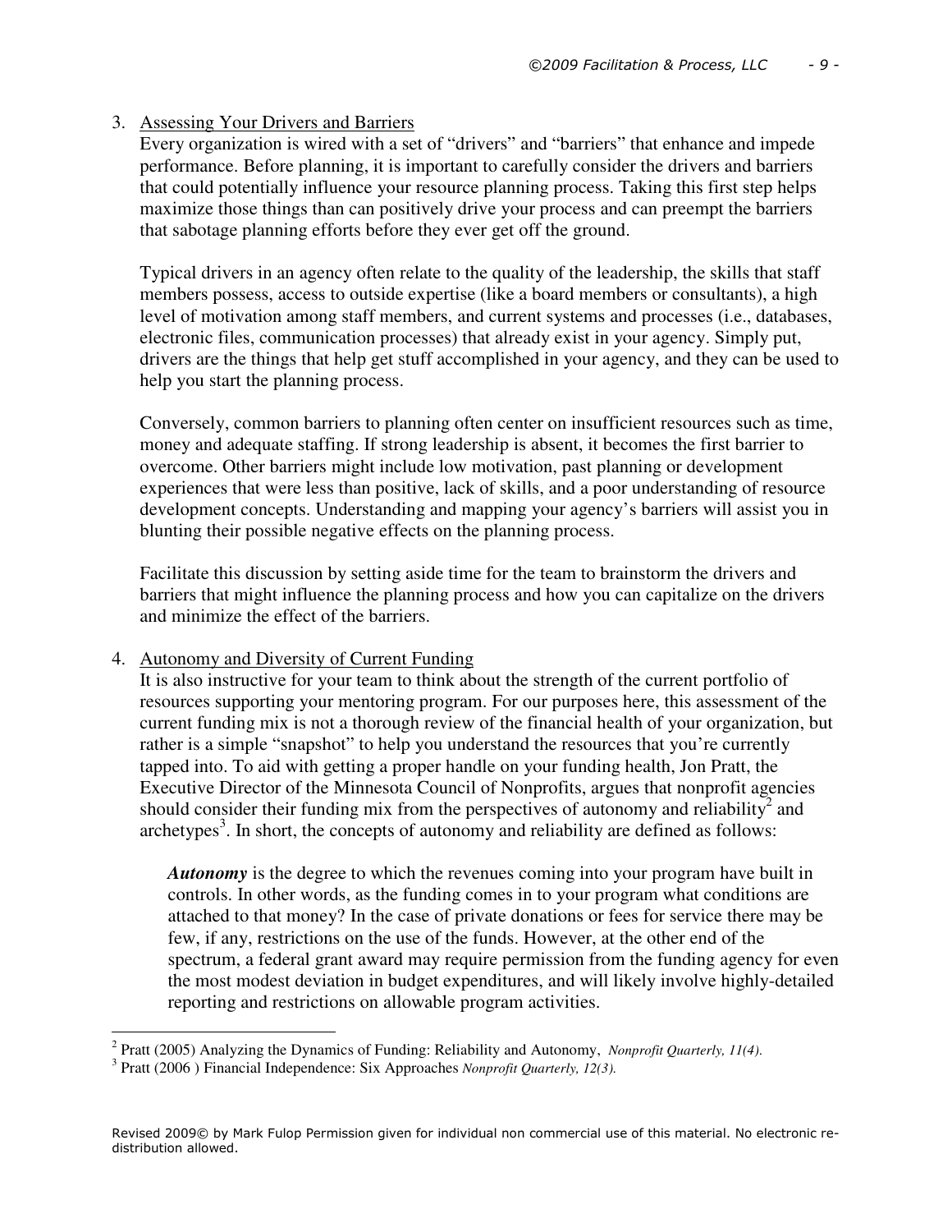3. Assessing Your Drivers and Barriers

   Every organization is wired with a set of "drivers" and "barriers" that enhance and impede performance. Before planning, it is important to carefully consider the drivers and barriers that could potentially influence your resource planning process. Taking this first step helps maximize those things than can positively drive your process and can preempt the barriers that sabotage planning efforts before they ever get off the ground.

   Typical drivers in an agency often relate to the quality of the leadership, the skills that staff members possess, access to outside expertise (like a board members or consultants), a high level of motivation among staff members, and current systems and processes (i.e., databases, electronic files, communication processes) that already exist in your agency. Simply put, drivers are the things that help get stuff accomplished in your agency, and they can be used to help you start the planning process.

   Conversely, common barriers to planning often center on insufficient resources such as time, money and adequate staffing. If strong leadership is absent, it becomes the first barrier to overcome. Other barriers might include low motivation, past planning or development experiences that were less than positive, lack of skills, and a poor understanding of resource development concepts. Understanding and mapping your agency's barriers will assist you in blunting their possible negative effects on the planning process.

   Facilitate this discussion by setting aside time for the team to brainstorm the drivers and barriers that might influence the planning process and how you can capitalize on the drivers and minimize the effect of the barriers.

4. Autonomy and Diversity of Current Funding

   It is also instructive for your team to think about the strength of the current portfolio of resources supporting your mentoring program. For our purposes here, this assessment of the current funding mix is not a thorough review of the financial health of your organization, but rather is a simple "snapshot" to help you understand the resources that you're currently tapped into. To aid with getting a proper handle on your funding health, Jon Pratt, the Executive Director of the Minnesota Council of Nonprofits, argues that nonprofit agencies should consider their funding mix from the perspectives of autonomy and reliability[2] and archetypes[3]. In short, the concepts of autonomy and reliability are defined as follows:

   ***Autonomy*** is the degree to which the revenues coming into your program have built in controls. In other words, as the funding comes in to your program what conditions are attached to that money? In the case of private donations or fees for service there may be few, if any, restrictions on the use of the funds. However, at the other end of the spectrum, a federal grant award may require permission from the funding agency for even the most modest deviation in budget expenditures, and will likely involve highly-detailed reporting and restrictions on allowable program activities.

---

[2] Pratt (2005) Analyzing the Dynamics of Funding: Reliability and Autonomy, *Nonprofit Quarterly, 11(4).*

[3] Pratt (2006 ) Financial Independence: Six Approaches *Nonprofit Quarterly, 12(3).*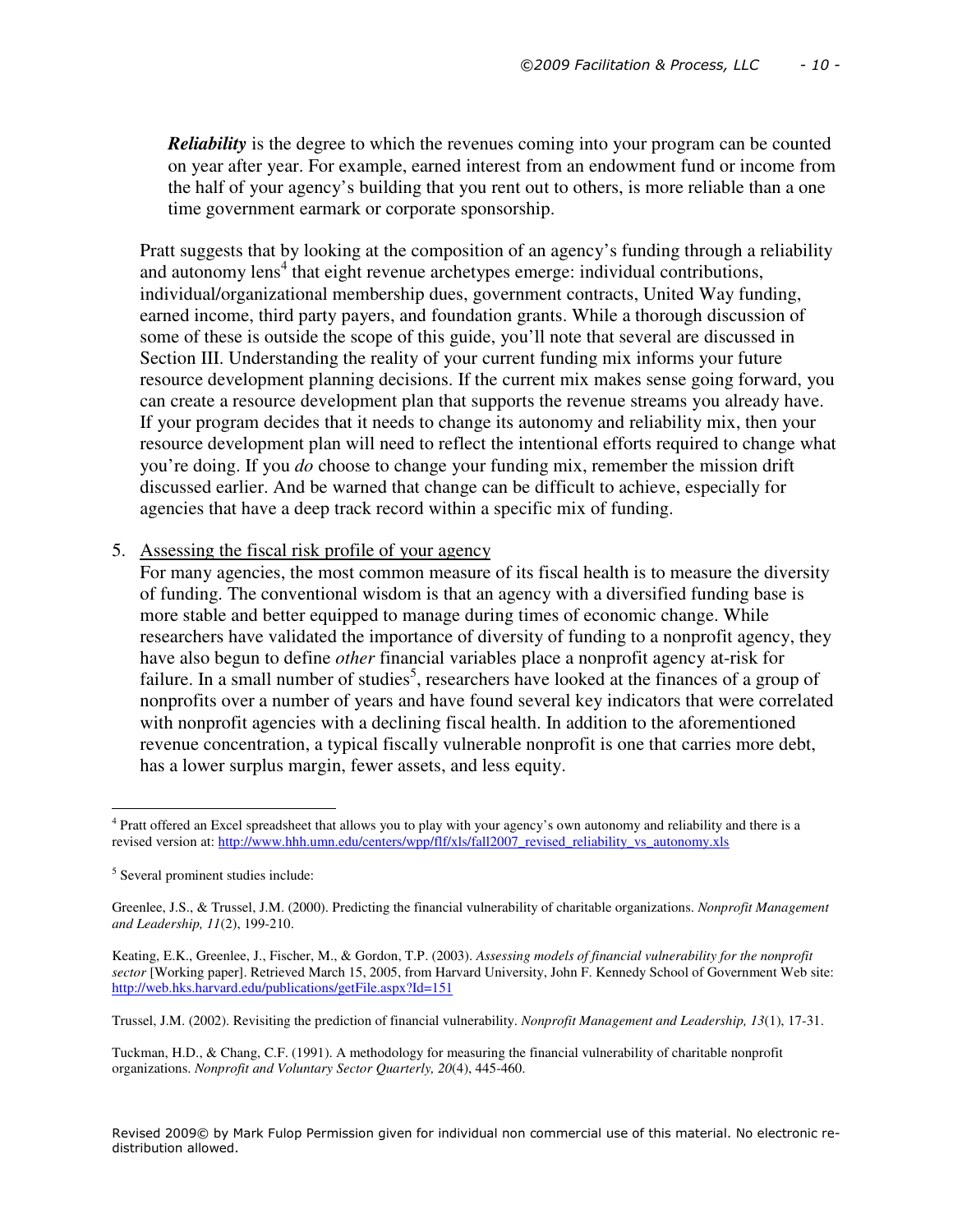***Reliability*** is the degree to which the revenues coming into your program can be counted on year after year. For example, earned interest from an endowment fund or income from the half of your agency's building that you rent out to others, is more reliable than a one time government earmark or corporate sponsorship.

Pratt suggests that by looking at the composition of an agency's funding through a reliability and autonomy lens[4] that eight revenue archetypes emerge: individual contributions, individual/organizational membership dues, government contracts, United Way funding, earned income, third party payers, and foundation grants. While a thorough discussion of some of these is outside the scope of this guide, you'll note that several are discussed in Section III. Understanding the reality of your current funding mix informs your future resource development planning decisions. If the current mix makes sense going forward, you can create a resource development plan that supports the revenue streams you already have. If your program decides that it needs to change its autonomy and reliability mix, then your resource development plan will need to reflect the intentional efforts required to change what you're doing. If you *do* choose to change your funding mix, remember the mission drift discussed earlier. And be warned that change can be difficult to achieve, especially for agencies that have a deep track record within a specific mix of funding.

5. <u>Assessing the fiscal risk profile of your agency</u>
   For many agencies, the most common measure of its fiscal health is to measure the diversity of funding. The conventional wisdom is that an agency with a diversified funding base is more stable and better equipped to manage during times of economic change. While researchers have validated the importance of diversity of funding to a nonprofit agency, they have also begun to define *other* financial variables place a nonprofit agency at-risk for failure. In a small number of studies[5], researchers have looked at the finances of a group of nonprofits over a number of years and have found several key indicators that were correlated with nonprofit agencies with a declining fiscal health. In addition to the aforementioned revenue concentration, a typical fiscally vulnerable nonprofit is one that carries more debt, has a lower surplus margin, fewer assets, and less equity.

---

[4] Pratt offered an Excel spreadsheet that allows you to play with your agency's own autonomy and reliability and there is a revised version at: http://www.hhh.umn.edu/centers/wpp/flf/xls/fall2007_revised_reliability_vs_autonomy.xls

[5] Several prominent studies include:

Greenlee, J.S., & Trussel, J.M. (2000). Predicting the financial vulnerability of charitable organizations. *Nonprofit Management and Leadership, 11*(2), 199-210.

Keating, E.K., Greenlee, J., Fischer, M., & Gordon, T.P. (2003). *Assessing models of financial vulnerability for the nonprofit sector* [Working paper]. Retrieved March 15, 2005, from Harvard University, John F. Kennedy School of Government Web site: http://web.hks.harvard.edu/publications/getFile.aspx?Id=151

Trussel, J.M. (2002). Revisiting the prediction of financial vulnerability. *Nonprofit Management and Leadership, 13*(1), 17-31.

Tuckman, H.D., & Chang, C.F. (1991). A methodology for measuring the financial vulnerability of charitable nonprofit organizations. *Nonprofit and Voluntary Sector Quarterly, 20*(4), 445-460.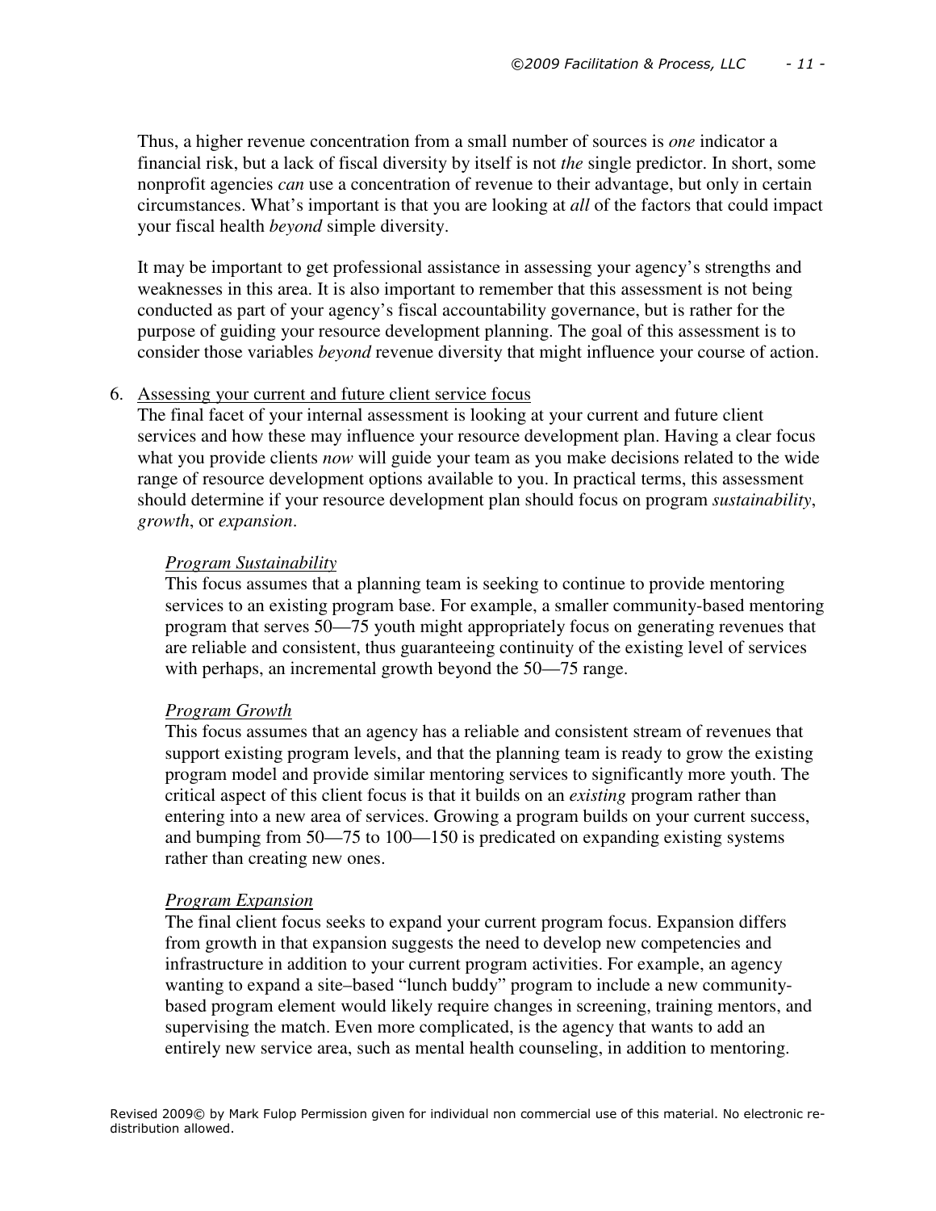Thus, a higher revenue concentration from a small number of sources is *one* indicator a financial risk, but a lack of fiscal diversity by itself is not *the* single predictor. In short, some nonprofit agencies *can* use a concentration of revenue to their advantage, but only in certain circumstances. What's important is that you are looking at *all* of the factors that could impact your fiscal health *beyond* simple diversity.

It may be important to get professional assistance in assessing your agency's strengths and weaknesses in this area. It is also important to remember that this assessment is not being conducted as part of your agency's fiscal accountability governance, but is rather for the purpose of guiding your resource development planning. The goal of this assessment is to consider those variables *beyond* revenue diversity that might influence your course of action.

6. <u>Assessing your current and future client service focus</u>
   The final facet of your internal assessment is looking at your current and future client services and how these may influence your resource development plan. Having a clear focus what you provide clients *now* will guide your team as you make decisions related to the wide range of resource development options available to you. In practical terms, this assessment should determine if your resource development plan should focus on program *sustainability*, *growth*, or *expansion*.

   *<u>Program Sustainability</u>*
   This focus assumes that a planning team is seeking to continue to provide mentoring services to an existing program base. For example, a smaller community-based mentoring program that serves 50—75 youth might appropriately focus on generating revenues that are reliable and consistent, thus guaranteeing continuity of the existing level of services with perhaps, an incremental growth beyond the 50—75 range.

   *<u>Program Growth</u>*
   This focus assumes that an agency has a reliable and consistent stream of revenues that support existing program levels, and that the planning team is ready to grow the existing program model and provide similar mentoring services to significantly more youth. The critical aspect of this client focus is that it builds on an *existing* program rather than entering into a new area of services. Growing a program builds on your current success, and bumping from 50—75 to 100—150 is predicated on expanding existing systems rather than creating new ones.

   *<u>Program Expansion</u>*
   The final client focus seeks to expand your current program focus. Expansion differs from growth in that expansion suggests the need to develop new competencies and infrastructure in addition to your current program activities. For example, an agency wanting to expand a site–based "lunch buddy" program to include a new community-based program element would likely require changes in screening, training mentors, and supervising the match. Even more complicated, is the agency that wants to add an entirely new service area, such as mental health counseling, in addition to mentoring.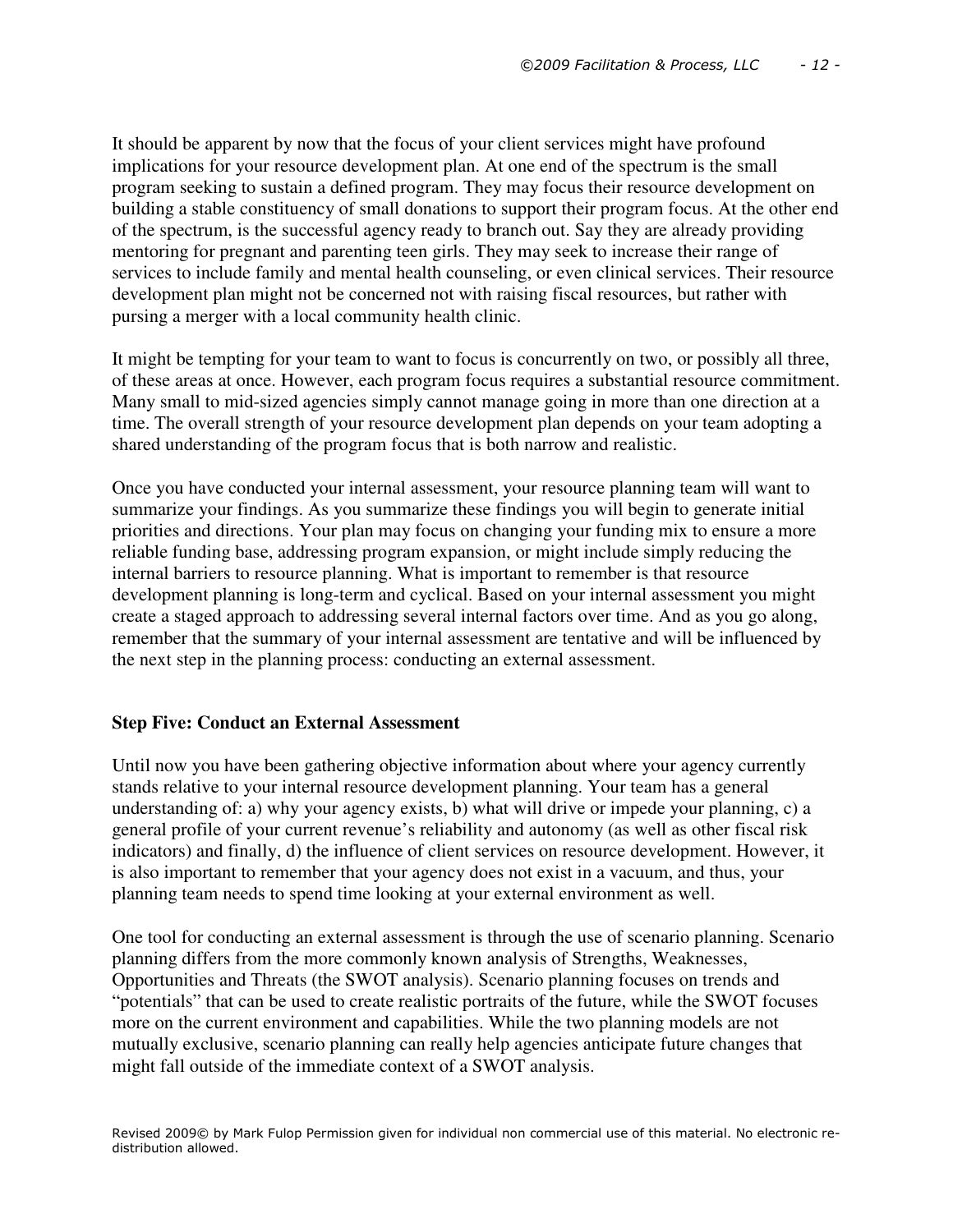It should be apparent by now that the focus of your client services might have profound implications for your resource development plan. At one end of the spectrum is the small program seeking to sustain a defined program. They may focus their resource development on building a stable constituency of small donations to support their program focus. At the other end of the spectrum, is the successful agency ready to branch out. Say they are already providing mentoring for pregnant and parenting teen girls. They may seek to increase their range of services to include family and mental health counseling, or even clinical services. Their resource development plan might not be concerned not with raising fiscal resources, but rather with pursing a merger with a local community health clinic.

It might be tempting for your team to want to focus is concurrently on two, or possibly all three, of these areas at once. However, each program focus requires a substantial resource commitment. Many small to mid-sized agencies simply cannot manage going in more than one direction at a time. The overall strength of your resource development plan depends on your team adopting a shared understanding of the program focus that is both narrow and realistic.

Once you have conducted your internal assessment, your resource planning team will want to summarize your findings. As you summarize these findings you will begin to generate initial priorities and directions. Your plan may focus on changing your funding mix to ensure a more reliable funding base, addressing program expansion, or might include simply reducing the internal barriers to resource planning. What is important to remember is that resource development planning is long-term and cyclical. Based on your internal assessment you might create a staged approach to addressing several internal factors over time. And as you go along, remember that the summary of your internal assessment are tentative and will be influenced by the next step in the planning process: conducting an external assessment.

### Step Five: Conduct an External Assessment

Until now you have been gathering objective information about where your agency currently stands relative to your internal resource development planning. Your team has a general understanding of: a) why your agency exists, b) what will drive or impede your planning, c) a general profile of your current revenue's reliability and autonomy (as well as other fiscal risk indicators) and finally, d) the influence of client services on resource development. However, it is also important to remember that your agency does not exist in a vacuum, and thus, your planning team needs to spend time looking at your external environment as well.

One tool for conducting an external assessment is through the use of scenario planning. Scenario planning differs from the more commonly known analysis of Strengths, Weaknesses, Opportunities and Threats (the SWOT analysis). Scenario planning focuses on trends and "potentials" that can be used to create realistic portraits of the future, while the SWOT focuses more on the current environment and capabilities. While the two planning models are not mutually exclusive, scenario planning can really help agencies anticipate future changes that might fall outside of the immediate context of a SWOT analysis.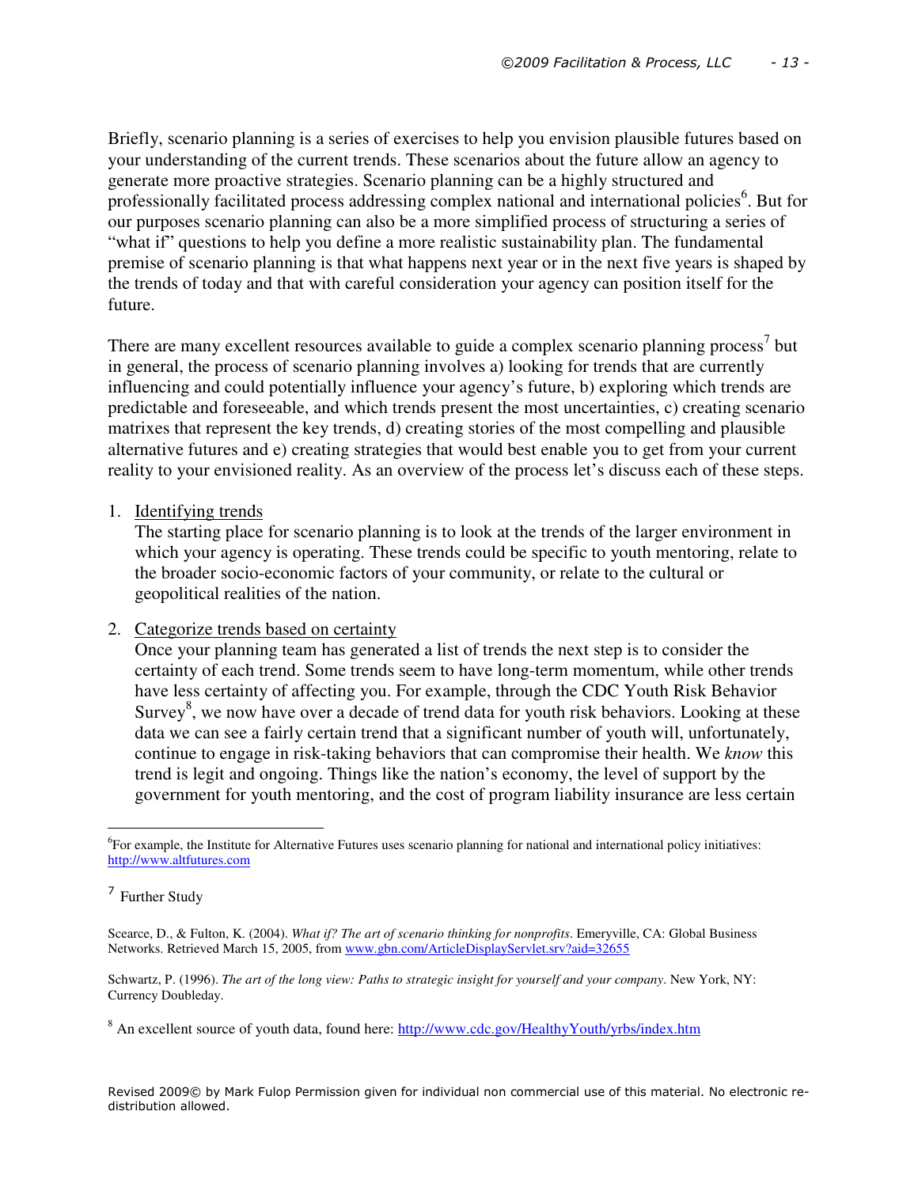Briefly, scenario planning is a series of exercises to help you envision plausible futures based on your understanding of the current trends. These scenarios about the future allow an agency to generate more proactive strategies. Scenario planning can be a highly structured and professionally facilitated process addressing complex national and international policies[6]. But for our purposes scenario planning can also be a more simplified process of structuring a series of "what if" questions to help you define a more realistic sustainability plan. The fundamental premise of scenario planning is that what happens next year or in the next five years is shaped by the trends of today and that with careful consideration your agency can position itself for the future.

There are many excellent resources available to guide a complex scenario planning process[7] but in general, the process of scenario planning involves a) looking for trends that are currently influencing and could potentially influence your agency's future, b) exploring which trends are predictable and foreseeable, and which trends present the most uncertainties, c) creating scenario matrixes that represent the key trends, d) creating stories of the most compelling and plausible alternative futures and e) creating strategies that would best enable you to get from your current reality to your envisioned reality. As an overview of the process let's discuss each of these steps.

1. Identifying trends
   The starting place for scenario planning is to look at the trends of the larger environment in which your agency is operating. These trends could be specific to youth mentoring, relate to the broader socio-economic factors of your community, or relate to the cultural or geopolitical realities of the nation.

2. Categorize trends based on certainty
   Once your planning team has generated a list of trends the next step is to consider the certainty of each trend. Some trends seem to have long-term momentum, while other trends have less certainty of affecting you. For example, through the CDC Youth Risk Behavior Survey[8], we now have over a decade of trend data for youth risk behaviors. Looking at these data we can see a fairly certain trend that a significant number of youth will, unfortunately, continue to engage in risk-taking behaviors that can compromise their health. We *know* this trend is legit and ongoing. Things like the nation's economy, the level of support by the government for youth mentoring, and the cost of program liability insurance are less certain

---

[6] For example, the Institute for Alternative Futures uses scenario planning for national and international policy initiatives: http://www.altfutures.com

[7] Further Study

Scearce, D., & Fulton, K. (2004). *What if? The art of scenario thinking for nonprofits*. Emeryville, CA: Global Business Networks. Retrieved March 15, 2005, from www.gbn.com/ArticleDisplayServlet.srv?aid=32655

Schwartz, P. (1996). *The art of the long view: Paths to strategic insight for yourself and your company*. New York, NY: Currency Doubleday.

[8] An excellent source of youth data, found here: http://www.cdc.gov/HealthyYouth/yrbs/index.htm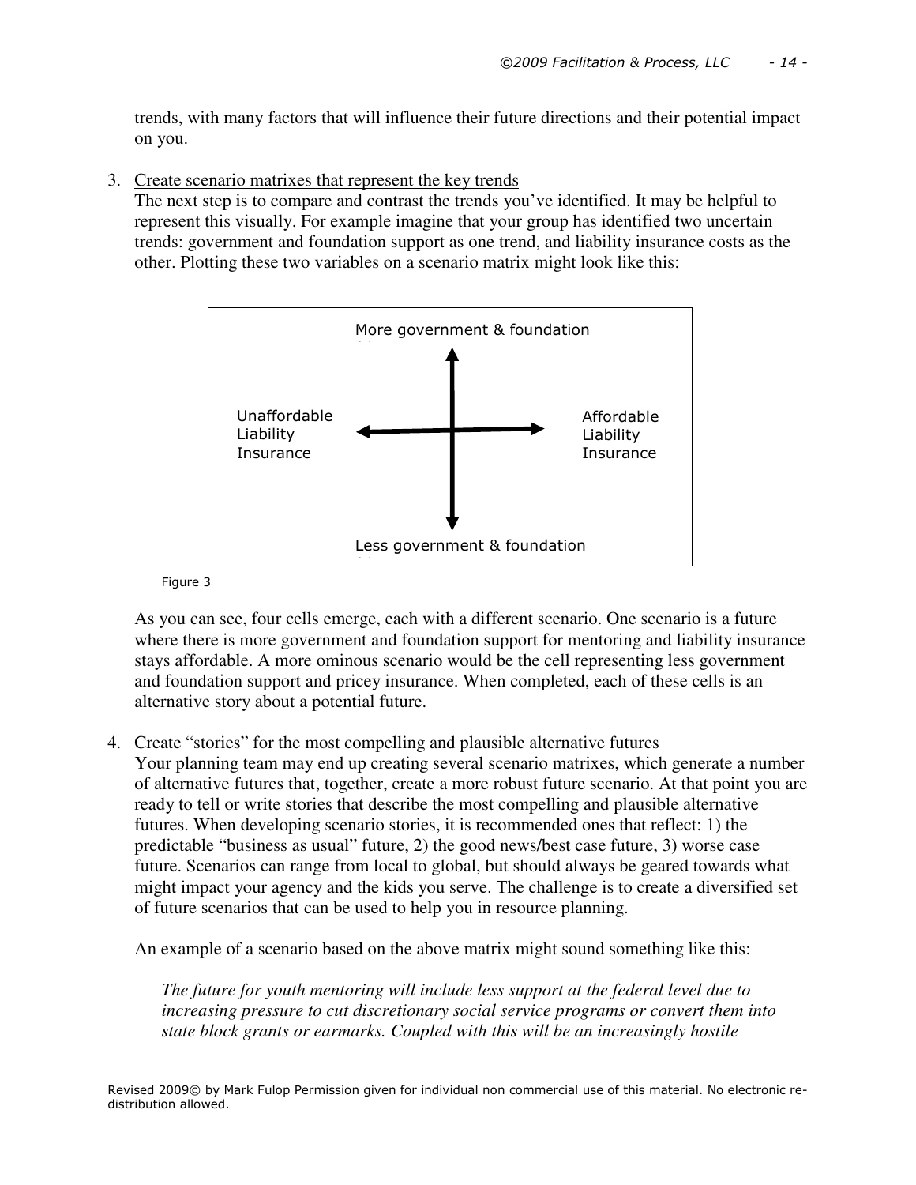trends, with many factors that will influence their future directions and their potential impact on you.

3. Create scenario matrixes that represent the key trends
   The next step is to compare and contrast the trends you've identified. It may be helpful to represent this visually. For example imagine that your group has identified two uncertain trends: government and foundation support as one trend, and liability insurance costs as the other. Plotting these two variables on a scenario matrix might look like this:

   More government & foundation

   Unaffordable Liability Insurance | Affordable Liability Insurance

   Less government & foundation

   Figure 3

   As you can see, four cells emerge, each with a different scenario. One scenario is a future where there is more government and foundation support for mentoring and liability insurance stays affordable. A more ominous scenario would be the cell representing less government and foundation support and pricey insurance. When completed, each of these cells is an alternative story about a potential future.

4. Create "stories" for the most compelling and plausible alternative futures
   Your planning team may end up creating several scenario matrixes, which generate a number of alternative futures that, together, create a more robust future scenario. At that point you are ready to tell or write stories that describe the most compelling and plausible alternative futures. When developing scenario stories, it is recommended ones that reflect: 1) the predictable "business as usual" future, 2) the good news/best case future, 3) worse case future. Scenarios can range from local to global, but should always be geared towards what might impact your agency and the kids you serve. The challenge is to create a diversified set of future scenarios that can be used to help you in resource planning.

   An example of a scenario based on the above matrix might sound something like this:

   *The future for youth mentoring will include less support at the federal level due to increasing pressure to cut discretionary social service programs or convert them into state block grants or earmarks. Coupled with this will be an increasingly hostile*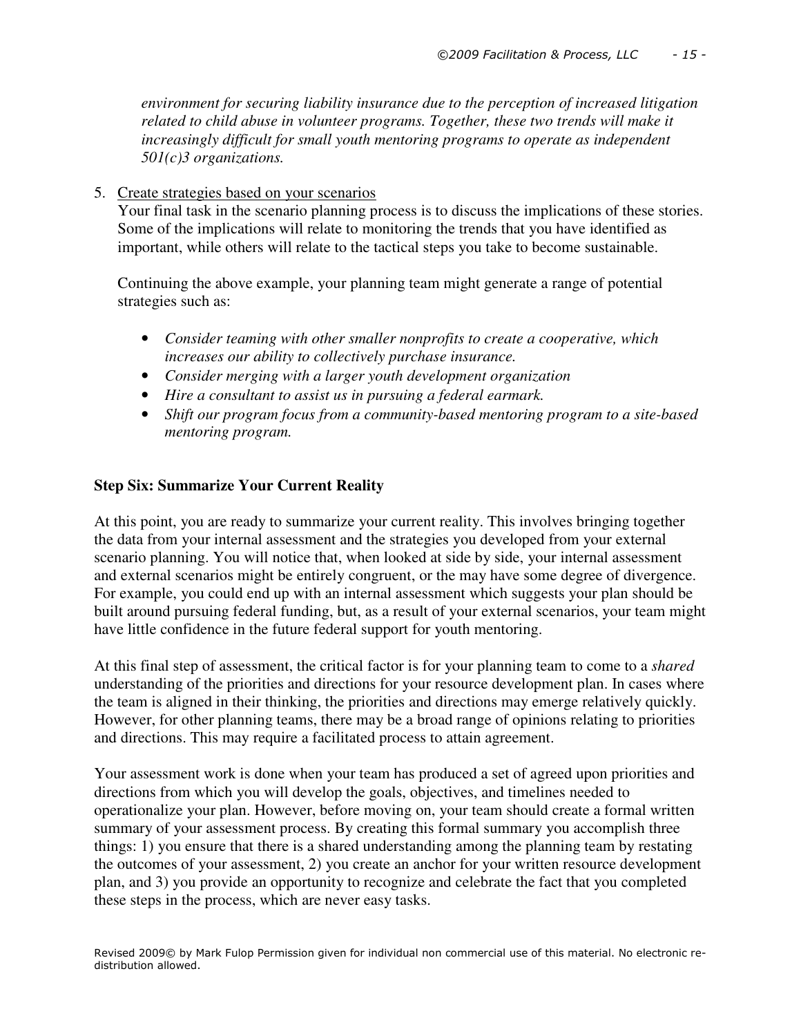*environment for securing liability insurance due to the perception of increased litigation related to child abuse in volunteer programs. Together, these two trends will make it increasingly difficult for small youth mentoring programs to operate as independent 501(c)3 organizations.*

5. Create strategies based on your scenarios
   Your final task in the scenario planning process is to discuss the implications of these stories. Some of the implications will relate to monitoring the trends that you have identified as important, while others will relate to the tactical steps you take to become sustainable.

   Continuing the above example, your planning team might generate a range of potential strategies such as:

   - *Consider teaming with other smaller nonprofits to create a cooperative, which increases our ability to collectively purchase insurance.*
   - *Consider merging with a larger youth development organization*
   - *Hire a consultant to assist us in pursuing a federal earmark.*
   - *Shift our program focus from a community-based mentoring program to a site-based mentoring program.*

**Step Six: Summarize Your Current Reality**

At this point, you are ready to summarize your current reality. This involves bringing together the data from your internal assessment and the strategies you developed from your external scenario planning. You will notice that, when looked at side by side, your internal assessment and external scenarios might be entirely congruent, or the may have some degree of divergence. For example, you could end up with an internal assessment which suggests your plan should be built around pursuing federal funding, but, as a result of your external scenarios, your team might have little confidence in the future federal support for youth mentoring.

At this final step of assessment, the critical factor is for your planning team to come to a *shared* understanding of the priorities and directions for your resource development plan. In cases where the team is aligned in their thinking, the priorities and directions may emerge relatively quickly. However, for other planning teams, there may be a broad range of opinions relating to priorities and directions. This may require a facilitated process to attain agreement.

Your assessment work is done when your team has produced a set of agreed upon priorities and directions from which you will develop the goals, objectives, and timelines needed to operationalize your plan. However, before moving on, your team should create a formal written summary of your assessment process. By creating this formal summary you accomplish three things: 1) you ensure that there is a shared understanding among the planning team by restating the outcomes of your assessment, 2) you create an anchor for your written resource development plan, and 3) you provide an opportunity to recognize and celebrate the fact that you completed these steps in the process, which are never easy tasks.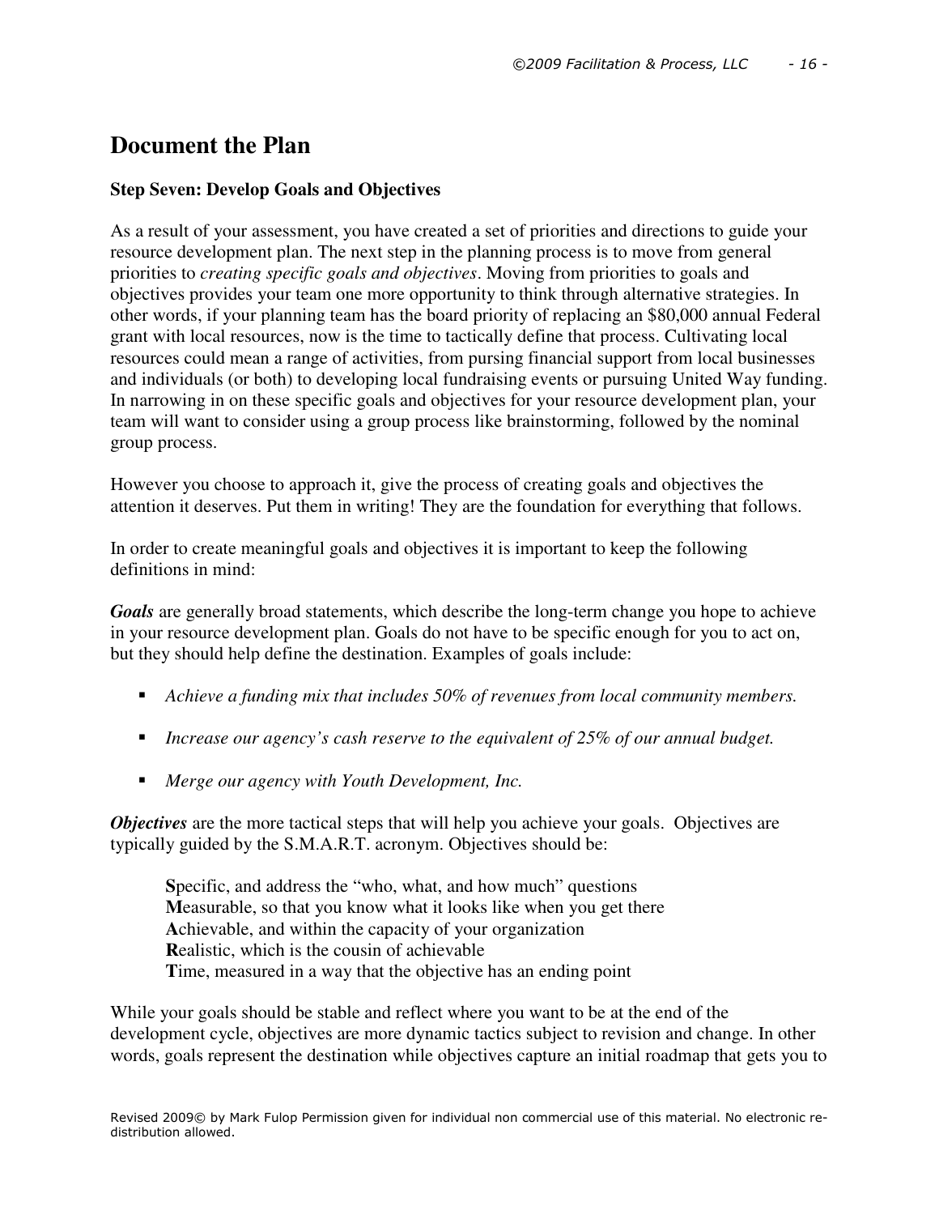## Document the Plan

### Step Seven: Develop Goals and Objectives

As a result of your assessment, you have created a set of priorities and directions to guide your resource development plan. The next step in the planning process is to move from general priorities to *creating specific goals and objectives*. Moving from priorities to goals and objectives provides your team one more opportunity to think through alternative strategies. In other words, if your planning team has the board priority of replacing an $80,000 annual Federal grant with local resources, now is the time to tactically define that process. Cultivating local resources could mean a range of activities, from pursing financial support from local businesses and individuals (or both) to developing local fundraising events or pursuing United Way funding. In narrowing in on these specific goals and objectives for your resource development plan, your team will want to consider using a group process like brainstorming, followed by the nominal group process.

However you choose to approach it, give the process of creating goals and objectives the attention it deserves. Put them in writing! They are the foundation for everything that follows.

In order to create meaningful goals and objectives it is important to keep the following definitions in mind:

***Goals*** are generally broad statements, which describe the long-term change you hope to achieve in your resource development plan. Goals do not have to be specific enough for you to act on, but they should help define the destination. Examples of goals include:

- *Achieve a funding mix that includes 50% of revenues from local community members.*
- *Increase our agency's cash reserve to the equivalent of 25% of our annual budget.*
- *Merge our agency with Youth Development, Inc.*

***Objectives*** are the more tactical steps that will help you achieve your goals. Objectives are typically guided by the S.M.A.R.T. acronym. Objectives should be:

**S**pecific, and address the "who, what, and how much" questions
**M**easurable, so that you know what it looks like when you get there
**A**chievable, and within the capacity of your organization
**R**ealistic, which is the cousin of achievable
**T**ime, measured in a way that the objective has an ending point

While your goals should be stable and reflect where you want to be at the end of the development cycle, objectives are more dynamic tactics subject to revision and change. In other words, goals represent the destination while objectives capture an initial roadmap that gets you to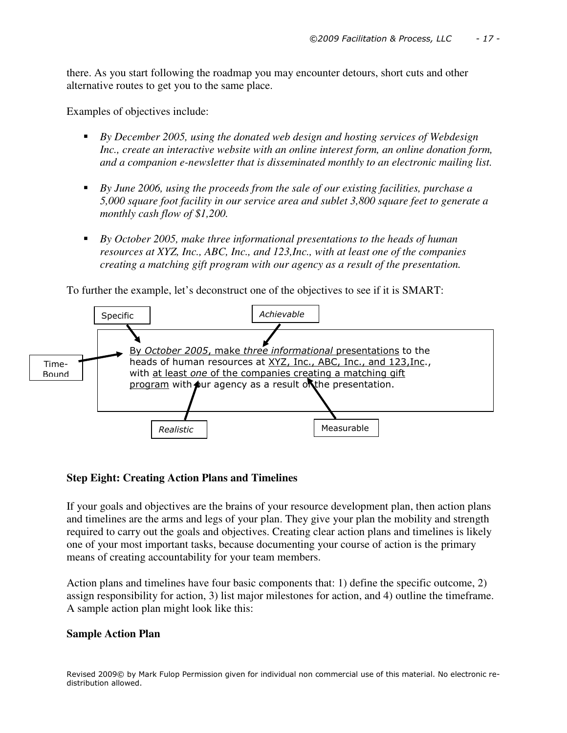there. As you start following the roadmap you may encounter detours, short cuts and other alternative routes to get you to the same place.

Examples of objectives include:

- *By December 2005, using the donated web design and hosting services of Webdesign Inc., create an interactive website with an online interest form, an online donation form, and a companion e-newsletter that is disseminated monthly to an electronic mailing list.*
- *By June 2006, using the proceeds from the sale of our existing facilities, purchase a 5,000 square foot facility in our service area and sublet 3,800 square feet to generate a monthly cash flow of $1,200.*
- *By October 2005, make three informational presentations to the heads of human resources at XYZ, Inc., ABC, Inc., and 123,Inc., with at least one of the companies creating a matching gift program with our agency as a result of the presentation.*

To further the example, let's deconstruct one of the objectives to see if it is SMART:

Specific | *Achievable* | Time-Bound | *Realistic* | Measurable

By *October 2005*, make *three informational* presentations to the heads of human resources at XYZ, Inc., ABC, Inc., and 123,Inc., with at least *one* of the companies creating a matching gift program with our agency as a result of the presentation.

### Step Eight: Creating Action Plans and Timelines

If your goals and objectives are the brains of your resource development plan, then action plans and timelines are the arms and legs of your plan. They give your plan the mobility and strength required to carry out the goals and objectives. Creating clear action plans and timelines is likely one of your most important tasks, because documenting your course of action is the primary means of creating accountability for your team members.

Action plans and timelines have four basic components that: 1) define the specific outcome, 2) assign responsibility for action, 3) list major milestones for action, and 4) outline the timeframe. A sample action plan might look like this:

**Sample Action Plan**

Revised 2009© by Mark Fulop Permission given for individual non commercial use of this material. No electronic re-distribution allowed.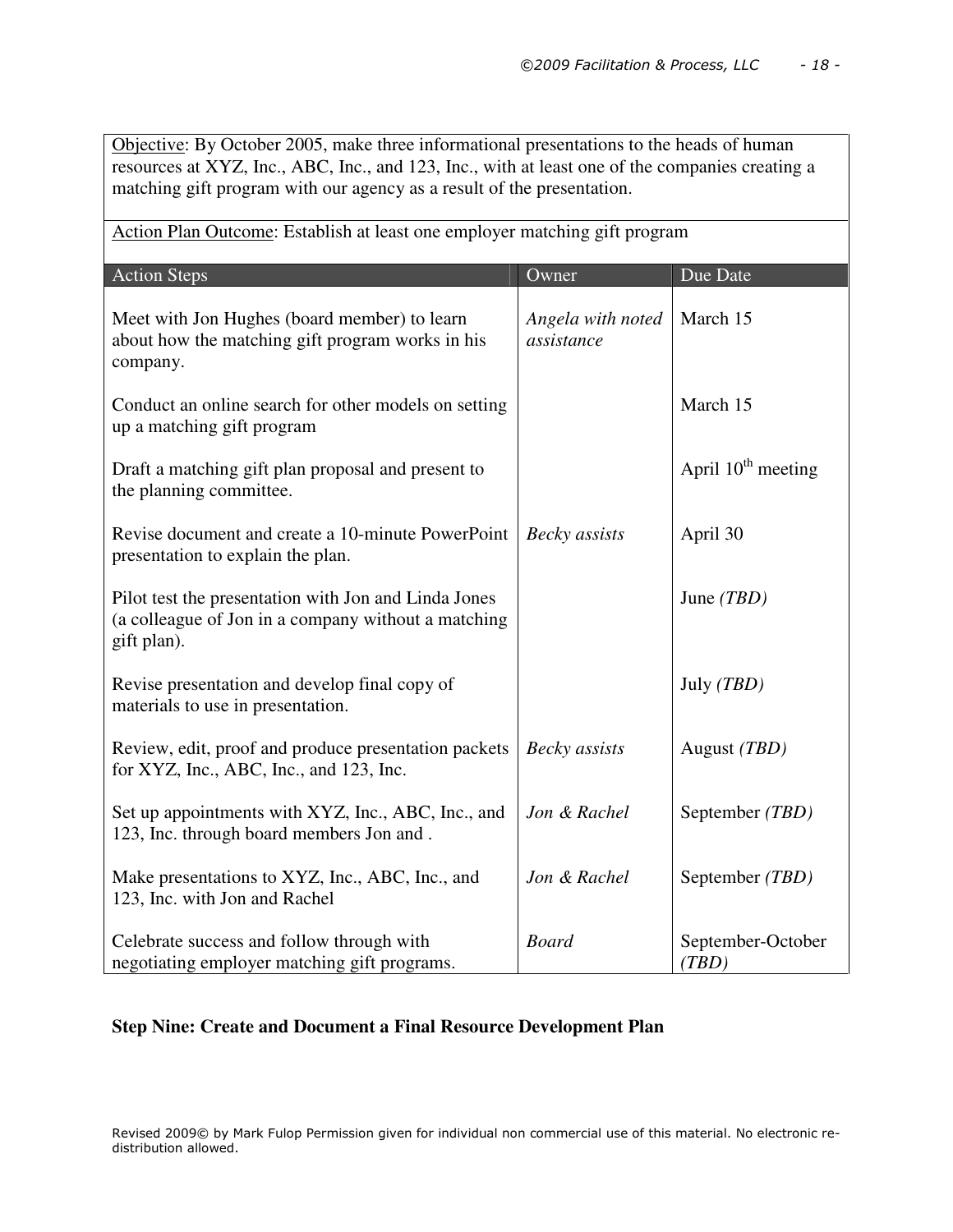<u>Objective</u>: By October 2005, make three informational presentations to the heads of human resources at XYZ, Inc., ABC, Inc., and 123, Inc., with at least one of the companies creating a matching gift program with our agency as a result of the presentation.

<u>Action Plan Outcome</u>: Establish at least one employer matching gift program

| Action Steps | Owner | Due Date |
|---|---|---|
| Meet with Jon Hughes (board member) to learn about how the matching gift program works in his company. | *Angela with noted assistance* | March 15 |
| Conduct an online search for other models on setting up a matching gift program | | March 15 |
| Draft a matching gift plan proposal and present to the planning committee. | | April 10th meeting |
| Revise document and create a 10-minute PowerPoint presentation to explain the plan. | *Becky assists* | April 30 |
| Pilot test the presentation with Jon and Linda Jones (a colleague of Jon in a company without a matching gift plan). | | June *(TBD)* |
| Revise presentation and develop final copy of materials to use in presentation. | | July *(TBD)* |
| Review, edit, proof and produce presentation packets for XYZ, Inc., ABC, Inc., and 123, Inc. | *Becky assists* | August *(TBD)* |
| Set up appointments with XYZ, Inc., ABC, Inc., and 123, Inc. through board members Jon and . | *Jon & Rachel* | September *(TBD)* |
| Make presentations to XYZ, Inc., ABC, Inc., and 123, Inc. with Jon and Rachel | *Jon & Rachel* | September *(TBD)* |
| Celebrate success and follow through with negotiating employer matching gift programs. | *Board* | September-October *(TBD)* |

**Step Nine: Create and Document a Final Resource Development Plan**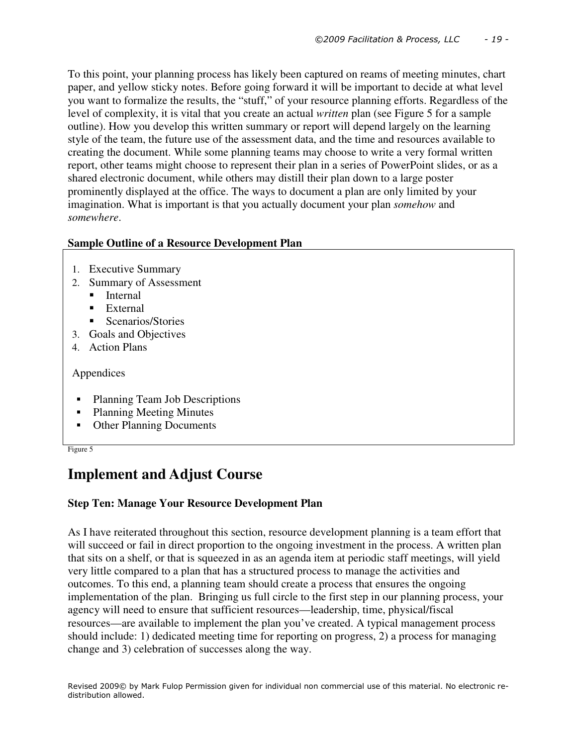To this point, your planning process has likely been captured on reams of meeting minutes, chart paper, and yellow sticky notes. Before going forward it will be important to decide at what level you want to formalize the results, the "stuff," of your resource planning efforts. Regardless of the level of complexity, it is vital that you create an actual *written* plan (see Figure 5 for a sample outline). How you develop this written summary or report will depend largely on the learning style of the team, the future use of the assessment data, and the time and resources available to creating the document. While some planning teams may choose to write a very formal written report, other teams might choose to represent their plan in a series of PowerPoint slides, or as a shared electronic document, while others may distill their plan down to a large poster prominently displayed at the office. The ways to document a plan are only limited by your imagination. What is important is that you actually document your plan *somehow* and *somewhere*.

**Sample Outline of a Resource Development Plan**

1. Executive Summary
2. Summary of Assessment
   - Internal
   - External
   - Scenarios/Stories
3. Goals and Objectives
4. Action Plans

Appendices

- Planning Team Job Descriptions
- Planning Meeting Minutes
- Other Planning Documents

Figure 5

# Implement and Adjust Course

**Step Ten: Manage Your Resource Development Plan**

As I have reiterated throughout this section, resource development planning is a team effort that will succeed or fail in direct proportion to the ongoing investment in the process. A written plan that sits on a shelf, or that is squeezed in as an agenda item at periodic staff meetings, will yield very little compared to a plan that has a structured process to manage the activities and outcomes. To this end, a planning team should create a process that ensures the ongoing implementation of the plan. Bringing us full circle to the first step in our planning process, your agency will need to ensure that sufficient resources—leadership, time, physical/fiscal resources—are available to implement the plan you've created. A typical management process should include: 1) dedicated meeting time for reporting on progress, 2) a process for managing change and 3) celebration of successes along the way.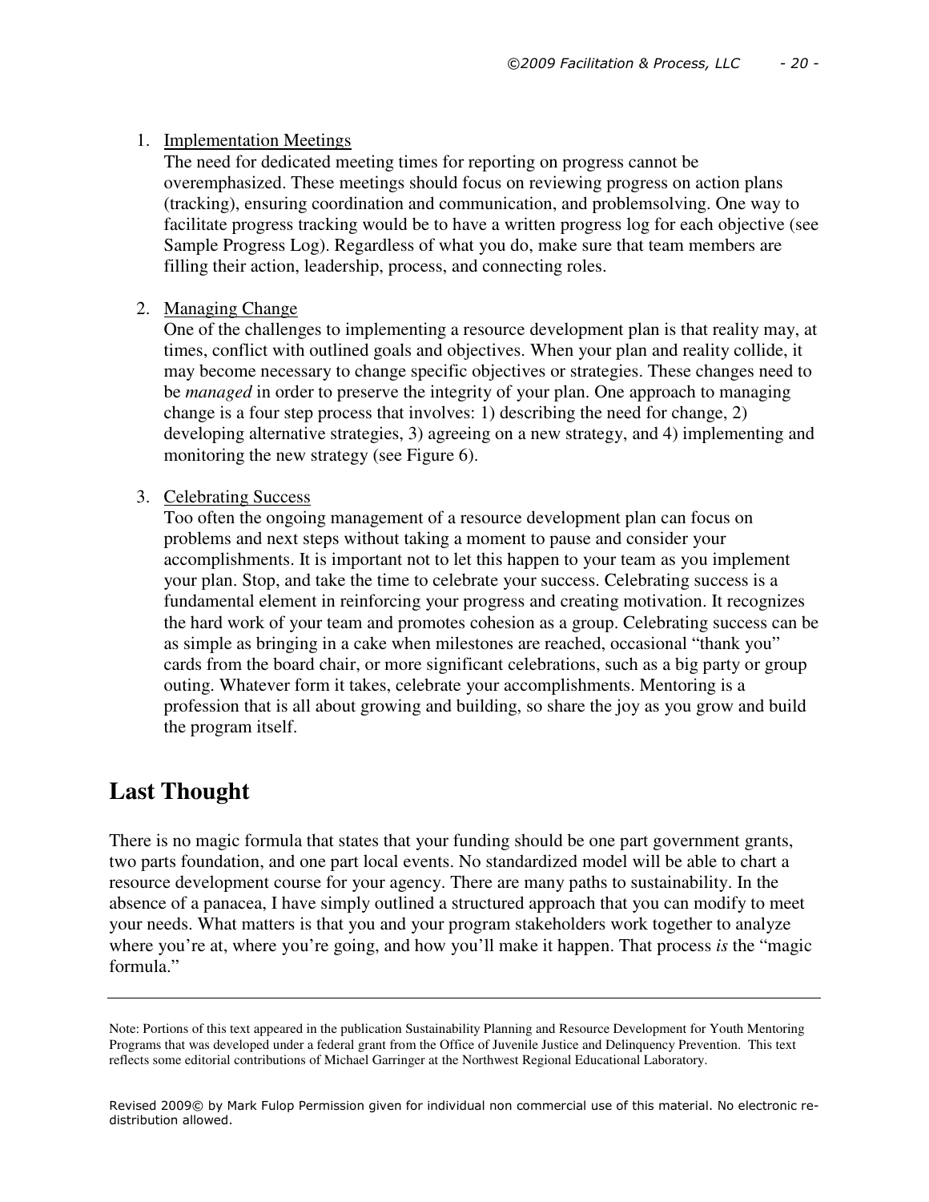1. <u>Implementation Meetings</u>
   The need for dedicated meeting times for reporting on progress cannot be overemphasized. These meetings should focus on reviewing progress on action plans (tracking), ensuring coordination and communication, and problemsolving. One way to facilitate progress tracking would be to have a written progress log for each objective (see Sample Progress Log). Regardless of what you do, make sure that team members are filling their action, leadership, process, and connecting roles.

2. <u>Managing Change</u>
   One of the challenges to implementing a resource development plan is that reality may, at times, conflict with outlined goals and objectives. When your plan and reality collide, it may become necessary to change specific objectives or strategies. These changes need to be *managed* in order to preserve the integrity of your plan. One approach to managing change is a four step process that involves: 1) describing the need for change, 2) developing alternative strategies, 3) agreeing on a new strategy, and 4) implementing and monitoring the new strategy (see Figure 6).

3. <u>Celebrating Success</u>
   Too often the ongoing management of a resource development plan can focus on problems and next steps without taking a moment to pause and consider your accomplishments. It is important not to let this happen to your team as you implement your plan. Stop, and take the time to celebrate your success. Celebrating success is a fundamental element in reinforcing your progress and creating motivation. It recognizes the hard work of your team and promotes cohesion as a group. Celebrating success can be as simple as bringing in a cake when milestones are reached, occasional "thank you" cards from the board chair, or more significant celebrations, such as a big party or group outing. Whatever form it takes, celebrate your accomplishments. Mentoring is a profession that is all about growing and building, so share the joy as you grow and build the program itself.

## Last Thought

There is no magic formula that states that your funding should be one part government grants, two parts foundation, and one part local events. No standardized model will be able to chart a resource development course for your agency. There are many paths to sustainability. In the absence of a panacea, I have simply outlined a structured approach that you can modify to meet your needs. What matters is that you and your program stakeholders work together to analyze where you're at, where you're going, and how you'll make it happen. That process *is* the "magic formula."

---

Note: Portions of this text appeared in the publication Sustainability Planning and Resource Development for Youth Mentoring Programs that was developed under a federal grant from the Office of Juvenile Justice and Delinquency Prevention. This text reflects some editorial contributions of Michael Garringer at the Northwest Regional Educational Laboratory.

Revised 2009© by Mark Fulop Permission given for individual non commercial use of this material. No electronic re-distribution allowed.